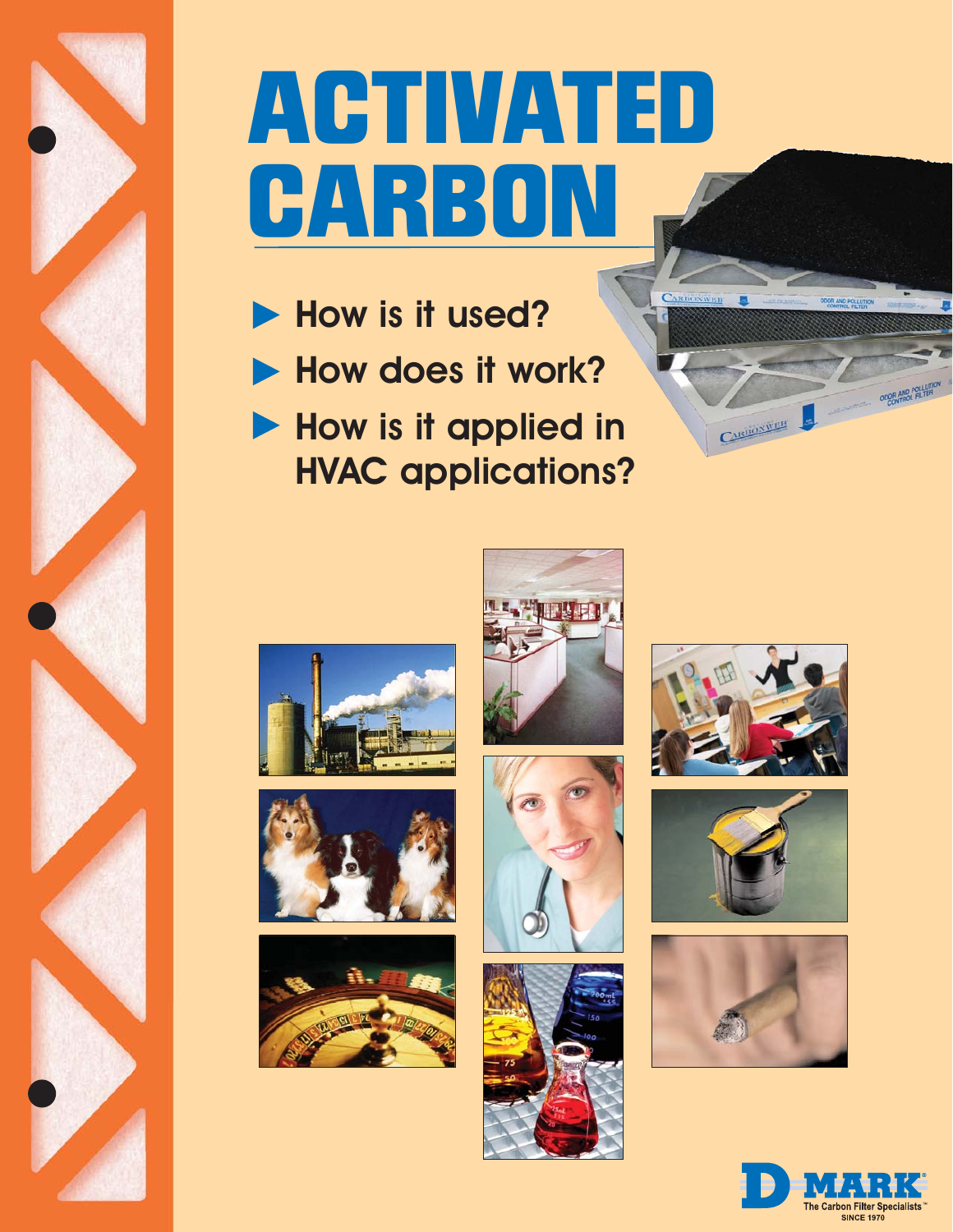# ACTIVATED CARBON

- How is it used?
- How does it work?
- How is it applied in HVAC applications?

D-MARK®
The Carbon Filter Specialists™
SINCE 1970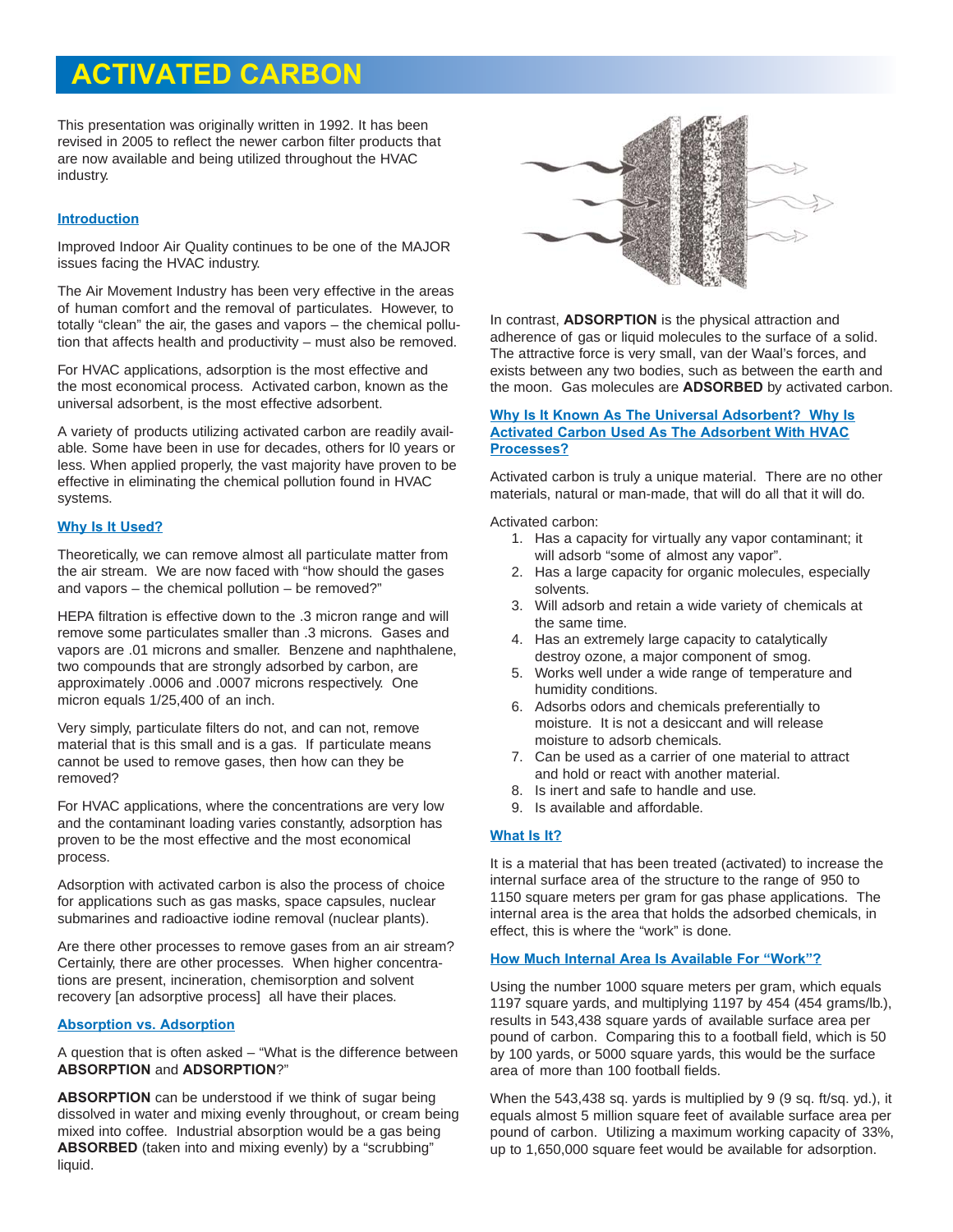# ACTIVATED CARBON

This presentation was originally written in 1992. It has been revised in 2005 to reflect the newer carbon filter products that are now available and being utilized throughout the HVAC industry.

## Introduction

Improved Indoor Air Quality continues to be one of the MAJOR issues facing the HVAC industry.

The Air Movement Industry has been very effective in the areas of human comfort and the removal of particulates. However, to totally "clean" the air, the gases and vapors – the chemical pollution that affects health and productivity – must also be removed.

For HVAC applications, adsorption is the most effective and the most economical process. Activated carbon, known as the universal adsorbent, is the most effective adsorbent.

A variety of products utilizing activated carbon are readily available. Some have been in use for decades, others for l0 years or less. When applied properly, the vast majority have proven to be effective in eliminating the chemical pollution found in HVAC systems.

## Why Is It Used?

Theoretically, we can remove almost all particulate matter from the air stream. We are now faced with "how should the gases and vapors – the chemical pollution – be removed?"

HEPA filtration is effective down to the .3 micron range and will remove some particulates smaller than .3 microns. Gases and vapors are .01 microns and smaller. Benzene and naphthalene, two compounds that are strongly adsorbed by carbon, are approximately .0006 and .0007 microns respectively. One micron equals 1/25,400 of an inch.

Very simply, particulate filters do not, and can not, remove material that is this small and is a gas. If particulate means cannot be used to remove gases, then how can they be removed?

For HVAC applications, where the concentrations are very low and the contaminant loading varies constantly, adsorption has proven to be the most effective and the most economical process.

Adsorption with activated carbon is also the process of choice for applications such as gas masks, space capsules, nuclear submarines and radioactive iodine removal (nuclear plants).

Are there other processes to remove gases from an air stream? Certainly, there are other processes. When higher concentrations are present, incineration, chemisorption and solvent recovery [an adsorptive process] all have their places.

## Absorption vs. Adsorption

A question that is often asked – "What is the difference between **ABSORPTION** and **ADSORPTION**?"

**ABSORPTION** can be understood if we think of sugar being dissolved in water and mixing evenly throughout, or cream being mixed into coffee. Industrial absorption would be a gas being **ABSORBED** (taken into and mixing evenly) by a "scrubbing" liquid.

In contrast, **ADSORPTION** is the physical attraction and adherence of gas or liquid molecules to the surface of a solid. The attractive force is very small, van der Waal's forces, and exists between any two bodies, such as between the earth and the moon. Gas molecules are **ADSORBED** by activated carbon.

## Why Is It Known As The Universal Adsorbent? Why Is Activated Carbon Used As The Adsorbent With HVAC Processes?

Activated carbon is truly a unique material. There are no other materials, natural or man-made, that will do all that it will do.

Activated carbon:

1. Has a capacity for virtually any vapor contaminant; it will adsorb "some of almost any vapor".
2. Has a large capacity for organic molecules, especially solvents.
3. Will adsorb and retain a wide variety of chemicals at the same time.
4. Has an extremely large capacity to catalytically destroy ozone, a major component of smog.
5. Works well under a wide range of temperature and humidity conditions.
6. Adsorbs odors and chemicals preferentially to moisture. It is not a desiccant and will release moisture to adsorb chemicals.
7. Can be used as a carrier of one material to attract and hold or react with another material.
8. Is inert and safe to handle and use.
9. Is available and affordable.

## What Is It?

It is a material that has been treated (activated) to increase the internal surface area of the structure to the range of 950 to 1150 square meters per gram for gas phase applications. The internal area is the area that holds the adsorbed chemicals, in effect, this is where the "work" is done.

## How Much Internal Area Is Available For "Work"?

Using the number 1000 square meters per gram, which equals 1197 square yards, and multiplying 1197 by 454 (454 grams/lb.), results in 543,438 square yards of available surface area per pound of carbon. Comparing this to a football field, which is 50 by 100 yards, or 5000 square yards, this would be the surface area of more than 100 football fields.

When the 543,438 sq. yards is multiplied by 9 (9 sq. ft/sq. yd.), it equals almost 5 million square feet of available surface area per pound of carbon. Utilizing a maximum working capacity of 33%, up to 1,650,000 square feet would be available for adsorption.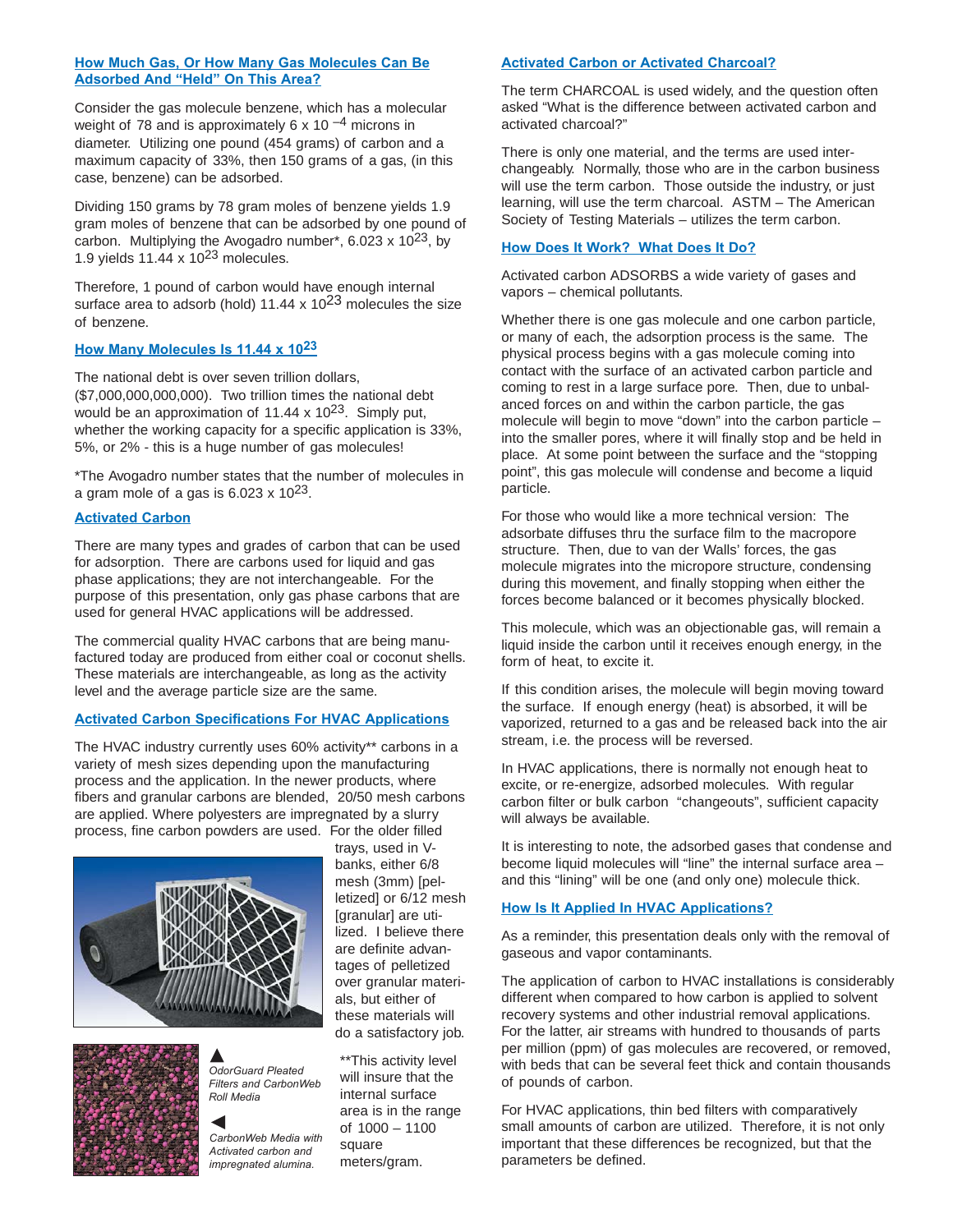## How Much Gas, Or How Many Gas Molecules Can Be Adsorbed And "Held" On This Area?

Consider the gas molecule benzene, which has a molecular weight of 78 and is approximately 6 x $10^{-4}$ microns in diameter. Utilizing one pound (454 grams) of carbon and a maximum capacity of 33%, then 150 grams of a gas, (in this case, benzene) can be adsorbed.

Dividing 150 grams by 78 gram moles of benzene yields 1.9 gram moles of benzene that can be adsorbed by one pound of carbon. Multiplying the Avogadro number*, 6.023 x $10^{23}$, by 1.9 yields 11.44 x $10^{23}$ molecules.

Therefore, 1 pound of carbon would have enough internal surface area to adsorb (hold) 11.44 x $10^{23}$ molecules the size of benzene.

## How Many Molecules Is 11.44 x $10^{23}$

The national debt is over seven trillion dollars, ($7,000,000,000,000). Two trillion times the national debt would be an approximation of 11.44 x $10^{23}$. Simply put, whether the working capacity for a specific application is 33%, 5%, or 2% - this is a huge number of gas molecules!

*The Avogadro number states that the number of molecules in a gram mole of a gas is 6.023 x $10^{23}$.

## Activated Carbon

There are many types and grades of carbon that can be used for adsorption. There are carbons used for liquid and gas phase applications; they are not interchangeable. For the purpose of this presentation, only gas phase carbons that are used for general HVAC applications will be addressed.

The commercial quality HVAC carbons that are being manufactured today are produced from either coal or coconut shells. These materials are interchangeable, as long as the activity level and the average particle size are the same.

## Activated Carbon Specifications For HVAC Applications

The HVAC industry currently uses 60% activity** carbons in a variety of mesh sizes depending upon the manufacturing process and the application. In the newer products, where fibers and granular carbons are blended, 20/50 mesh carbons are applied. Where polyesters are impregnated by a slurry process, fine carbon powders are used. For the older filled trays, used in V-banks, either 6/8 mesh (3mm) [pelletized] or 6/12 mesh [granular] are utilized. I believe there are definite advantages of pelletized over granular materials, but either of these materials will do a satisfactory job.

▲ *OdorGuard Pleated Filters and CarbonWeb Roll Media*

◀ *CarbonWeb Media with Activated carbon and impregnated alumina.*

**This activity level will insure that the internal surface area is in the range of 1000 – 1100 square meters/gram.

## Activated Carbon or Activated Charcoal?

The term CHARCOAL is used widely, and the question often asked "What is the difference between activated carbon and activated charcoal?"

There is only one material, and the terms are used interchangeably. Normally, those who are in the carbon business will use the term carbon. Those outside the industry, or just learning, will use the term charcoal. ASTM – The American Society of Testing Materials – utilizes the term carbon.

## How Does It Work? What Does It Do?

Activated carbon ADSORBS a wide variety of gases and vapors – chemical pollutants.

Whether there is one gas molecule and one carbon particle, or many of each, the adsorption process is the same. The physical process begins with a gas molecule coming into contact with the surface of an activated carbon particle and coming to rest in a large surface pore. Then, due to unbalanced forces on and within the carbon particle, the gas molecule will begin to move "down" into the carbon particle – into the smaller pores, where it will finally stop and be held in place. At some point between the surface and the "stopping point", this gas molecule will condense and become a liquid particle.

For those who would like a more technical version: The adsorbate diffuses thru the surface film to the macropore structure. Then, due to van der Walls' forces, the gas molecule migrates into the micropore structure, condensing during this movement, and finally stopping when either the forces become balanced or it becomes physically blocked.

This molecule, which was an objectionable gas, will remain a liquid inside the carbon until it receives enough energy, in the form of heat, to excite it.

If this condition arises, the molecule will begin moving toward the surface. If enough energy (heat) is absorbed, it will be vaporized, returned to a gas and be released back into the air stream, i.e. the process will be reversed.

In HVAC applications, there is normally not enough heat to excite, or re-energize, adsorbed molecules. With regular carbon filter or bulk carbon "changeouts", sufficient capacity will always be available.

It is interesting to note, the adsorbed gases that condense and become liquid molecules will "line" the internal surface area – and this "lining" will be one (and only one) molecule thick.

## How Is It Applied In HVAC Applications?

As a reminder, this presentation deals only with the removal of gaseous and vapor contaminants.

The application of carbon to HVAC installations is considerably different when compared to how carbon is applied to solvent recovery systems and other industrial removal applications. For the latter, air streams with hundred to thousands of parts per million (ppm) of gas molecules are recovered, or removed, with beds that can be several feet thick and contain thousands of pounds of carbon.

For HVAC applications, thin bed filters with comparatively small amounts of carbon are utilized. Therefore, it is not only important that these differences be recognized, but that the parameters be defined.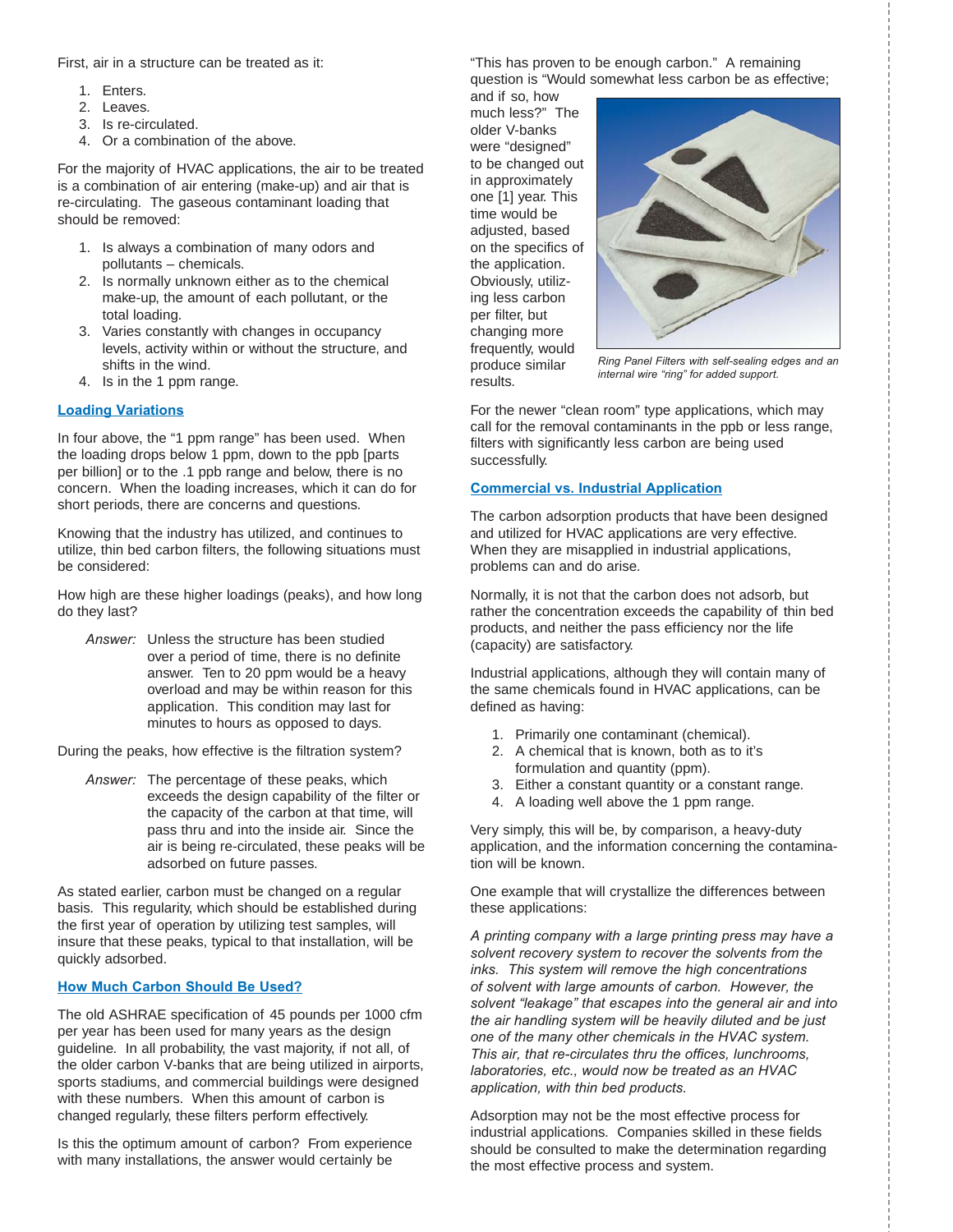First, air in a structure can be treated as it:

1. Enters.
2. Leaves.
3. Is re-circulated.
4. Or a combination of the above.

For the majority of HVAC applications, the air to be treated is a combination of air entering (make-up) and air that is re-circulating. The gaseous contaminant loading that should be removed:

1. Is always a combination of many odors and pollutants – chemicals.
2. Is normally unknown either as to the chemical make-up, the amount of each pollutant, or the total loading.
3. Varies constantly with changes in occupancy levels, activity within or without the structure, and shifts in the wind.
4. Is in the 1 ppm range.

## Loading Variations

In four above, the "1 ppm range" has been used. When the loading drops below 1 ppm, down to the ppb [parts per billion] or to the .1 ppb range and below, there is no concern. When the loading increases, which it can do for short periods, there are concerns and questions.

Knowing that the industry has utilized, and continues to utilize, thin bed carbon filters, the following situations must be considered:

How high are these higher loadings (peaks), and how long do they last?

*Answer:* Unless the structure has been studied over a period of time, there is no definite answer. Ten to 20 ppm would be a heavy overload and may be within reason for this application. This condition may last for minutes to hours as opposed to days.

During the peaks, how effective is the filtration system?

*Answer:* The percentage of these peaks, which exceeds the design capability of the filter or the capacity of the carbon at that time, will pass thru and into the inside air. Since the air is being re-circulated, these peaks will be adsorbed on future passes.

As stated earlier, carbon must be changed on a regular basis. This regularity, which should be established during the first year of operation by utilizing test samples, will insure that these peaks, typical to that installation, will be quickly adsorbed.

## How Much Carbon Should Be Used?

The old ASHRAE specification of 45 pounds per 1000 cfm per year has been used for many years as the design guideline. In all probability, the vast majority, if not all, of the older carbon V-banks that are being utilized in airports, sports stadiums, and commercial buildings were designed with these numbers. When this amount of carbon is changed regularly, these filters perform effectively.

Is this the optimum amount of carbon? From experience with many installations, the answer would certainly be "This has proven to be enough carbon." A remaining question is "Would somewhat less carbon be as effective; and if so, how much less?" The older V-banks were "designed" to be changed out in approximately one [1] year. This time would be adjusted, based on the specifics of the application. Obviously, utilizing less carbon per filter, but changing more frequently, would produce similar results.

*Ring Panel Filters with self-sealing edges and an internal wire "ring" for added support.*

For the newer "clean room" type applications, which may call for the removal contaminants in the ppb or less range, filters with significantly less carbon are being used successfully.

## Commercial vs. Industrial Application

The carbon adsorption products that have been designed and utilized for HVAC applications are very effective. When they are misapplied in industrial applications, problems can and do arise.

Normally, it is not that the carbon does not adsorb, but rather the concentration exceeds the capability of thin bed products, and neither the pass efficiency nor the life (capacity) are satisfactory.

Industrial applications, although they will contain many of the same chemicals found in HVAC applications, can be defined as having:

1. Primarily one contaminant (chemical).
2. A chemical that is known, both as to it's formulation and quantity (ppm).
3. Either a constant quantity or a constant range.
4. A loading well above the 1 ppm range.

Very simply, this will be, by comparison, a heavy-duty application, and the information concerning the contamination will be known.

One example that will crystallize the differences between these applications:

*A printing company with a large printing press may have a solvent recovery system to recover the solvents from the inks. This system will remove the high concentrations of solvent with large amounts of carbon. However, the solvent "leakage" that escapes into the general air and into the air handling system will be heavily diluted and be just one of the many other chemicals in the HVAC system. This air, that re-circulates thru the offices, lunchrooms, laboratories, etc., would now be treated as an HVAC application, with thin bed products.*

Adsorption may not be the most effective process for industrial applications. Companies skilled in these fields should be consulted to make the determination regarding the most effective process and system.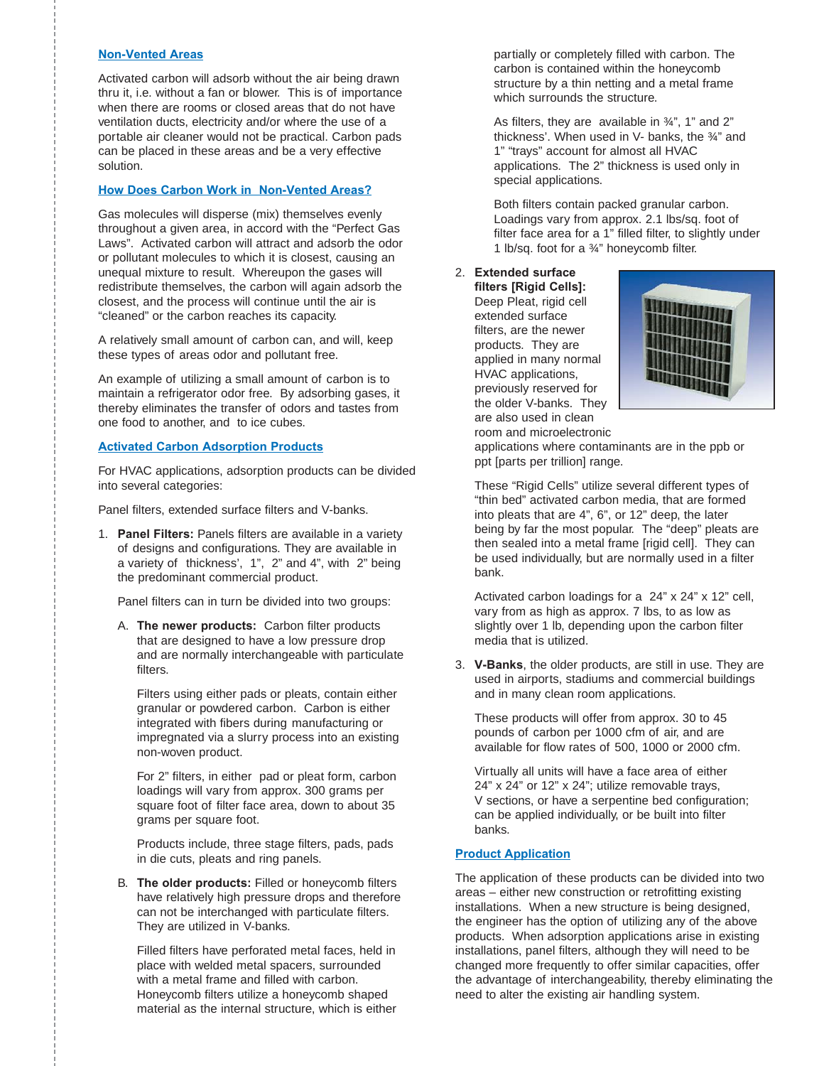## Non-Vented Areas

Activated carbon will adsorb without the air being drawn thru it, i.e. without a fan or blower. This is of importance when there are rooms or closed areas that do not have ventilation ducts, electricity and/or where the use of a portable air cleaner would not be practical. Carbon pads can be placed in these areas and be a very effective solution.

## How Does Carbon Work in Non-Vented Areas?

Gas molecules will disperse (mix) themselves evenly throughout a given area, in accord with the "Perfect Gas Laws". Activated carbon will attract and adsorb the odor or pollutant molecules to which it is closest, causing an unequal mixture to result. Whereupon the gases will redistribute themselves, the carbon will again adsorb the closest, and the process will continue until the air is "cleaned" or the carbon reaches its capacity.

A relatively small amount of carbon can, and will, keep these types of areas odor and pollutant free.

An example of utilizing a small amount of carbon is to maintain a refrigerator odor free. By adsorbing gases, it thereby eliminates the transfer of odors and tastes from one food to another, and to ice cubes.

## Activated Carbon Adsorption Products

For HVAC applications, adsorption products can be divided into several categories:

Panel filters, extended surface filters and V-banks.

1. **Panel Filters:** Panels filters are available in a variety of designs and configurations. They are available in a variety of thickness', 1", 2" and 4", with 2" being the predominant commercial product.

   Panel filters can in turn be divided into two groups:

   A. **The newer products:** Carbon filter products that are designed to have a low pressure drop and are normally interchangeable with particulate filters.

      Filters using either pads or pleats, contain either granular or powdered carbon. Carbon is either integrated with fibers during manufacturing or impregnated via a slurry process into an existing non-woven product.

      For 2" filters, in either pad or pleat form, carbon loadings will vary from approx. 300 grams per square foot of filter face area, down to about 35 grams per square foot.

      Products include, three stage filters, pads, pads in die cuts, pleats and ring panels.

   B. **The older products:** Filled or honeycomb filters have relatively high pressure drops and therefore can not be interchanged with particulate filters. They are utilized in V-banks.

      Filled filters have perforated metal faces, held in place with welded metal spacers, surrounded with a metal frame and filled with carbon. Honeycomb filters utilize a honeycomb shaped material as the internal structure, which is either partially or completely filled with carbon. The carbon is contained within the honeycomb structure by a thin netting and a metal frame which surrounds the structure.

      As filters, they are available in ¾", 1" and 2" thickness'. When used in V- banks, the ¾" and 1" "trays" account for almost all HVAC applications. The 2" thickness is used only in special applications.

      Both filters contain packed granular carbon. Loadings vary from approx. 2.1 lbs/sq. foot of filter face area for a 1" filled filter, to slightly under 1 lb/sq. foot for a ¾" honeycomb filter.

2. **Extended surface filters [Rigid Cells]:** Deep Pleat, rigid cell extended surface filters, are the newer products. They are applied in many normal HVAC applications, previously reserved for the older V-banks. They are also used in clean room and microelectronic applications where contaminants are in the ppb or ppt [parts per trillion] range.

   These "Rigid Cells" utilize several different types of "thin bed" activated carbon media, that are formed into pleats that are 4", 6", or 12" deep, the later being by far the most popular. The "deep" pleats are then sealed into a metal frame [rigid cell]. They can be used individually, but are normally used in a filter bank.

   Activated carbon loadings for a 24" x 24" x 12" cell, vary from as high as approx. 7 lbs, to as low as slightly over 1 lb, depending upon the carbon filter media that is utilized.

3. **V-Banks**, the older products, are still in use. They are used in airports, stadiums and commercial buildings and in many clean room applications.

   These products will offer from approx. 30 to 45 pounds of carbon per 1000 cfm of air, and are available for flow rates of 500, 1000 or 2000 cfm.

   Virtually all units will have a face area of either 24" x 24" or 12" x 24"; utilize removable trays, V sections, or have a serpentine bed configuration; can be applied individually, or be built into filter banks.

## Product Application

The application of these products can be divided into two areas – either new construction or retrofitting existing installations. When a new structure is being designed, the engineer has the option of utilizing any of the above products. When adsorption applications arise in existing installations, panel filters, although they will need to be changed more frequently to offer similar capacities, offer the advantage of interchangeability, thereby eliminating the need to alter the existing air handling system.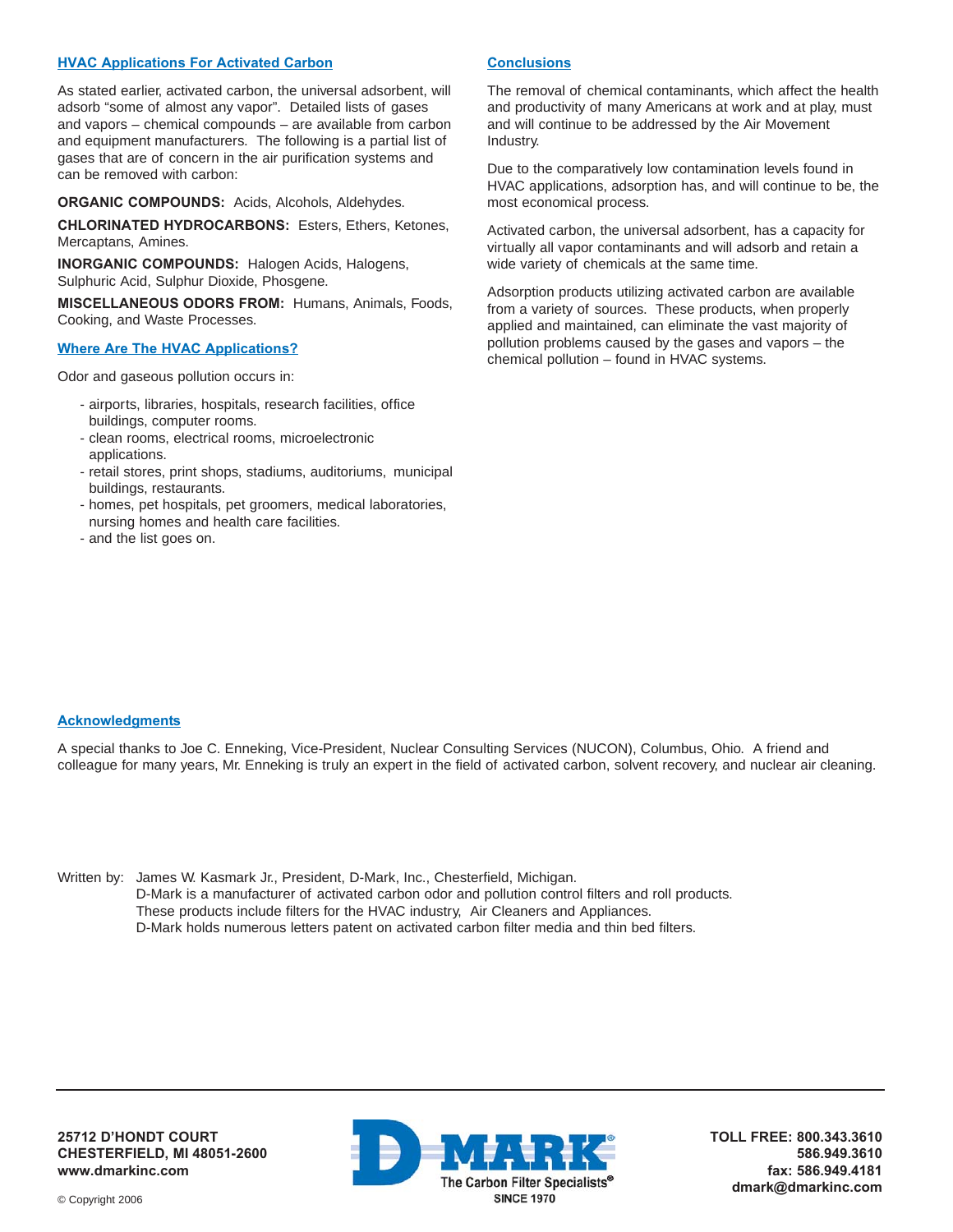## HVAC Applications For Activated Carbon

As stated earlier, activated carbon, the universal adsorbent, will adsorb "some of almost any vapor". Detailed lists of gases and vapors – chemical compounds – are available from carbon and equipment manufacturers. The following is a partial list of gases that are of concern in the air purification systems and can be removed with carbon:

**ORGANIC COMPOUNDS:** Acids, Alcohols, Aldehydes.

**CHLORINATED HYDROCARBONS:** Esters, Ethers, Ketones, Mercaptans, Amines.

**INORGANIC COMPOUNDS:** Halogen Acids, Halogens, Sulphuric Acid, Sulphur Dioxide, Phosgene.

**MISCELLANEOUS ODORS FROM:** Humans, Animals, Foods, Cooking, and Waste Processes.

## Where Are The HVAC Applications?

Odor and gaseous pollution occurs in:

- airports, libraries, hospitals, research facilities, office buildings, computer rooms.
- clean rooms, electrical rooms, microelectronic applications.
- retail stores, print shops, stadiums, auditoriums, municipal buildings, restaurants.
- homes, pet hospitals, pet groomers, medical laboratories, nursing homes and health care facilities.
- and the list goes on.

## Conclusions

The removal of chemical contaminants, which affect the health and productivity of many Americans at work and at play, must and will continue to be addressed by the Air Movement Industry.

Due to the comparatively low contamination levels found in HVAC applications, adsorption has, and will continue to be, the most economical process.

Activated carbon, the universal adsorbent, has a capacity for virtually all vapor contaminants and will adsorb and retain a wide variety of chemicals at the same time.

Adsorption products utilizing activated carbon are available from a variety of sources. These products, when properly applied and maintained, can eliminate the vast majority of pollution problems caused by the gases and vapors – the chemical pollution – found in HVAC systems.

## Acknowledgments

A special thanks to Joe C. Enneking, Vice-President, Nuclear Consulting Services (NUCON), Columbus, Ohio. A friend and colleague for many years, Mr. Enneking is truly an expert in the field of activated carbon, solvent recovery, and nuclear air cleaning.

Written by: James W. Kasmark Jr., President, D-Mark, Inc., Chesterfield, Michigan.
D-Mark is a manufacturer of activated carbon odor and pollution control filters and roll products.
These products include filters for the HVAC industry, Air Cleaners and Appliances.
D-Mark holds numerous letters patent on activated carbon filter media and thin bed filters.

**25712 D'HONDT COURT**
**CHESTERFIELD, MI 48051-2600**
**www.dmarkinc.com**

D-MARK® The Carbon Filter Specialists® SINCE 1970

**TOLL FREE: 800.343.3610**
**586.949.3610**
**fax: 586.949.4181**
**dmark@dmarkinc.com**

© Copyright 2006